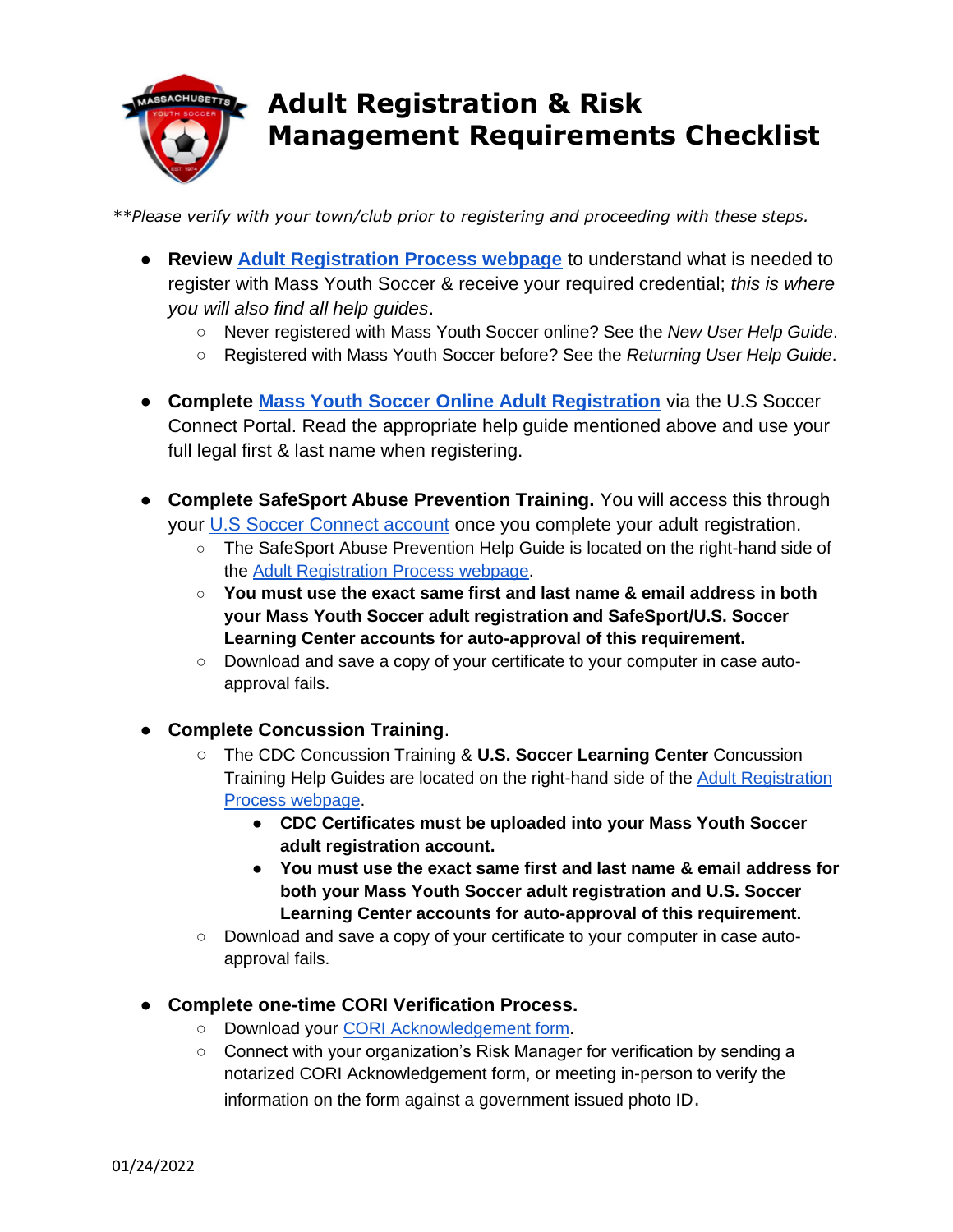# Adult Registration & Risk Management Requirements Checklist

*\*\*Please verify with your town/club prior to registering and proceeding with these steps.*

- **Review Adult Registration Process webpage** to understand what is needed to register with Mass Youth Soccer & receive your required credential; *this is where you will also find all help guides*.
  - Never registered with Mass Youth Soccer online? See the *New User Help Guide*.
  - Registered with Mass Youth Soccer before? See the *Returning User Help Guide*.

- **Complete Mass Youth Soccer Online Adult Registration** via the U.S Soccer Connect Portal. Read the appropriate help guide mentioned above and use your full legal first & last name when registering.

- **Complete SafeSport Abuse Prevention Training.** You will access this through your U.S Soccer Connect account once you complete your adult registration.
  - The SafeSport Abuse Prevention Help Guide is located on the right-hand side of the Adult Registration Process webpage.
  - **You must use the exact same first and last name & email address in both your Mass Youth Soccer adult registration and SafeSport/U.S. Soccer Learning Center accounts for auto-approval of this requirement.**
  - Download and save a copy of your certificate to your computer in case auto-approval fails.

- **Complete Concussion Training**.
  - The CDC Concussion Training & **U.S. Soccer Learning Center** Concussion Training Help Guides are located on the right-hand side of the Adult Registration Process webpage.
    - **CDC Certificates must be uploaded into your Mass Youth Soccer adult registration account.**
    - **You must use the exact same first and last name & email address for both your Mass Youth Soccer adult registration and U.S. Soccer Learning Center accounts for auto-approval of this requirement.**
  - Download and save a copy of your certificate to your computer in case auto-approval fails.

- **Complete one-time CORI Verification Process.**
  - Download your CORI Acknowledgement form.
  - Connect with your organization's Risk Manager for verification by sending a notarized CORI Acknowledgement form, or meeting in-person to verify the information on the form against a government issued photo ID.

01/24/2022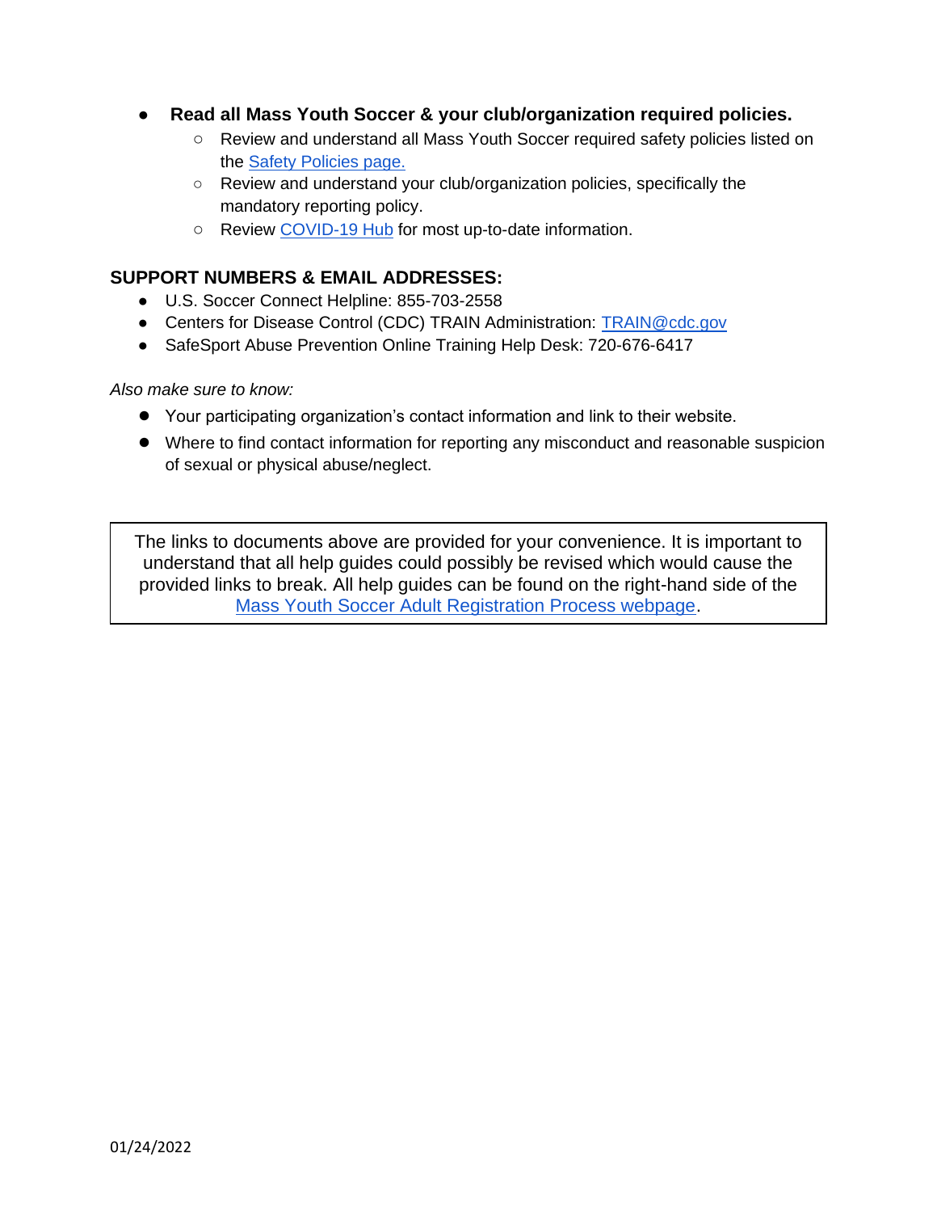- **Read all Mass Youth Soccer & your club/organization required policies.**
  - Review and understand all Mass Youth Soccer required safety policies listed on the Safety Policies page.
  - Review and understand your club/organization policies, specifically the mandatory reporting policy.
  - Review COVID-19 Hub for most up-to-date information.

**SUPPORT NUMBERS & EMAIL ADDRESSES:**

- U.S. Soccer Connect Helpline: 855-703-2558
- Centers for Disease Control (CDC) TRAIN Administration: TRAIN@cdc.gov
- SafeSport Abuse Prevention Online Training Help Desk: 720-676-6417

*Also make sure to know:*

- Your participating organization's contact information and link to their website.
- Where to find contact information for reporting any misconduct and reasonable suspicion of sexual or physical abuse/neglect.

The links to documents above are provided for your convenience. It is important to understand that all help guides could possibly be revised which would cause the provided links to break. All help guides can be found on the right-hand side of the Mass Youth Soccer Adult Registration Process webpage.

01/24/2022